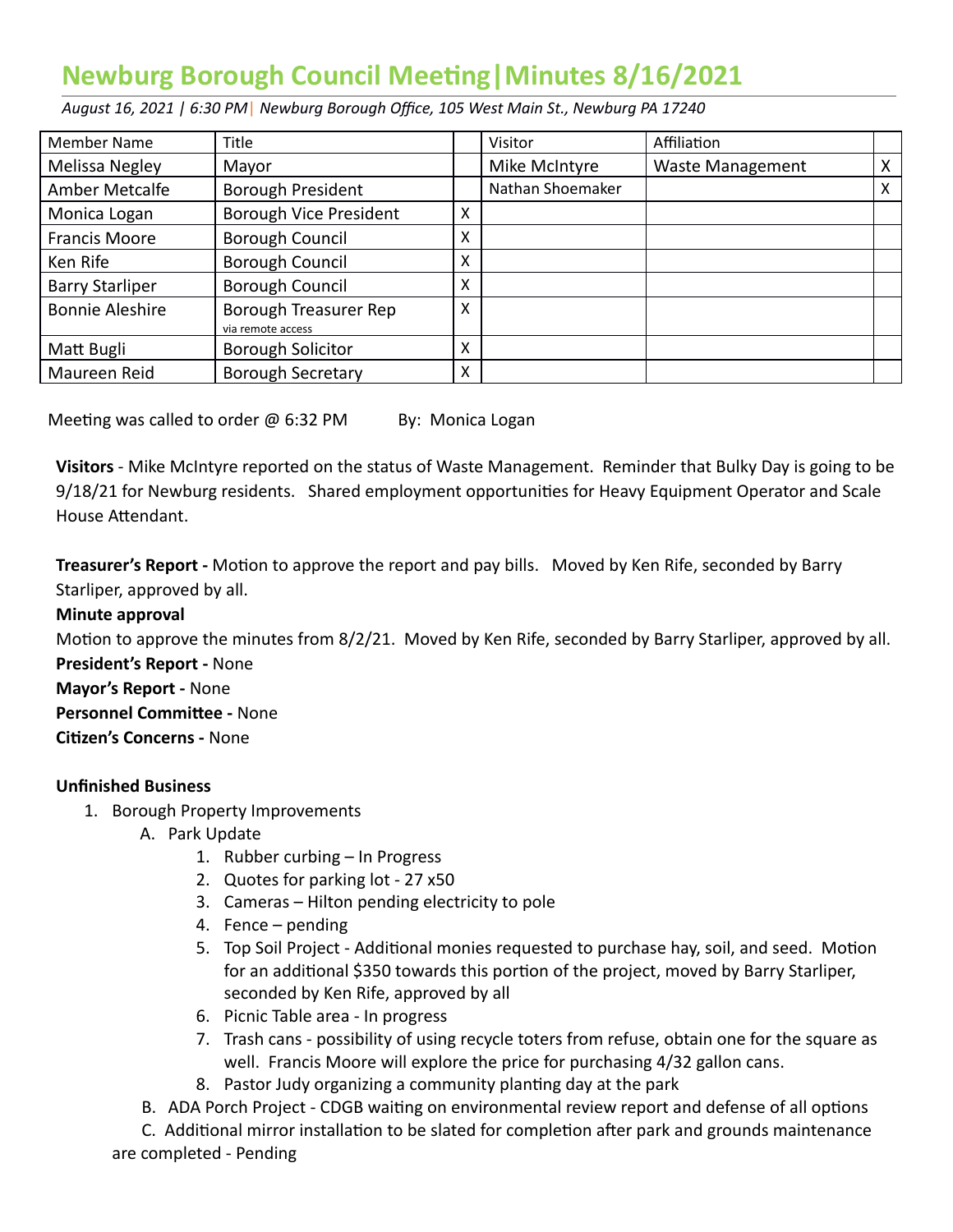# Newburg Borough Council Meeting|Minutes 8/16/2021

*August 16, 2021 | 6:30 PM| Newburg Borough Office, 105 West Main St., Newburg PA 17240*

| Member Name | Title | | Visitor | Affiliation | |
|---|---|---|---|---|---|
| Melissa Negley | Mayor | | Mike McIntyre | Waste Management | X |
| Amber Metcalfe | Borough President | | Nathan Shoemaker | | X |
| Monica Logan | Borough Vice President | X | | | |
| Francis Moore | Borough Council | X | | | |
| Ken Rife | Borough Council | X | | | |
| Barry Starliper | Borough Council | X | | | |
| Bonnie Aleshire | Borough Treasurer Rep via remote access | X | | | |
| Matt Bugli | Borough Solicitor | X | | | |
| Maureen Reid | Borough Secretary | X | | | |

Meeting was called to order @ 6:32 PM By: Monica Logan

**Visitors** - Mike McIntyre reported on the status of Waste Management. Reminder that Bulky Day is going to be 9/18/21 for Newburg residents. Shared employment opportunities for Heavy Equipment Operator and Scale House Attendant.

**Treasurer's Report -** Motion to approve the report and pay bills. Moved by Ken Rife, seconded by Barry Starliper, approved by all.

**Minute approval**

Motion to approve the minutes from 8/2/21. Moved by Ken Rife, seconded by Barry Starliper, approved by all.

**President's Report -** None

**Mayor's Report -** None

**Personnel Committee -** None

**Citizen's Concerns -** None

**Unfinished Business**

1. Borough Property Improvements
   A. Park Update
      1. Rubber curbing – In Progress
      2. Quotes for parking lot - 27 x50
      3. Cameras – Hilton pending electricity to pole
      4. Fence – pending
      5. Top Soil Project - Additional monies requested to purchase hay, soil, and seed. Motion for an additional $350 towards this portion of the project, moved by Barry Starliper, seconded by Ken Rife, approved by all
      6. Picnic Table area - In progress
      7. Trash cans - possibility of using recycle toters from refuse, obtain one for the square as well. Francis Moore will explore the price for purchasing 4/32 gallon cans.
      8. Pastor Judy organizing a community planting day at the park

   B. ADA Porch Project - CDGB waiting on environmental review report and defense of all options

   C. Additional mirror installation to be slated for completion after park and grounds maintenance are completed - Pending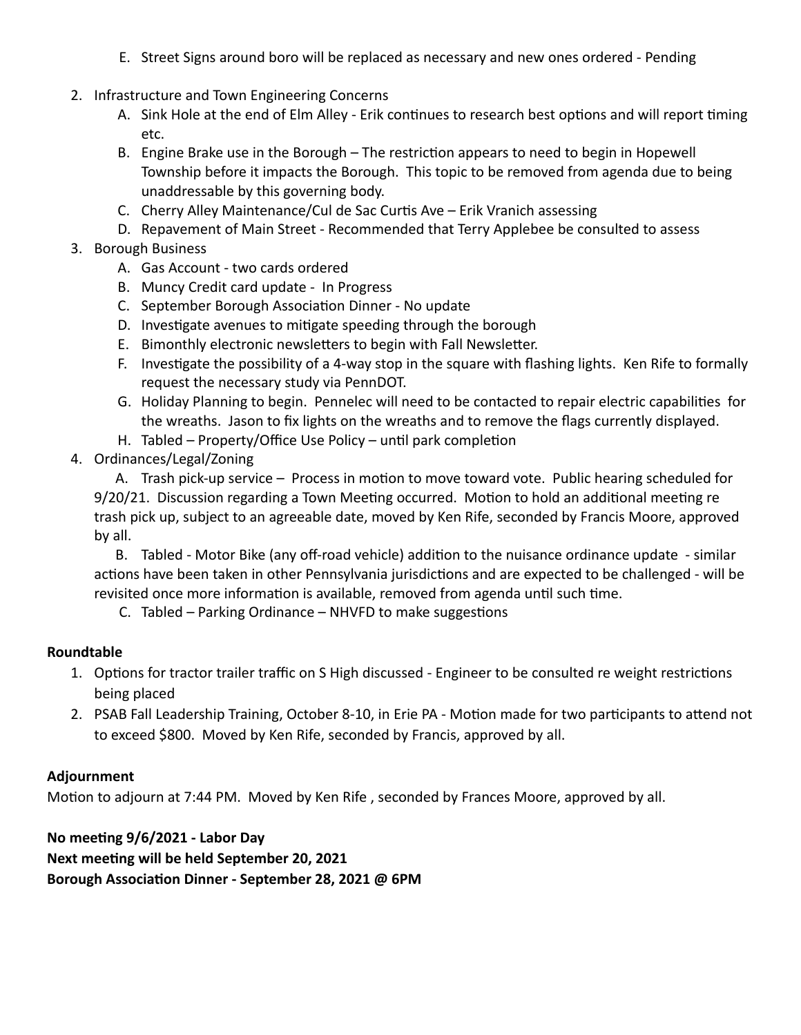E. Street Signs around boro will be replaced as necessary and new ones ordered - Pending

2. Infrastructure and Town Engineering Concerns
   A. Sink Hole at the end of Elm Alley - Erik continues to research best options and will report timing etc.
   B. Engine Brake use in the Borough – The restriction appears to need to begin in Hopewell Township before it impacts the Borough. This topic to be removed from agenda due to being unaddressable by this governing body.
   C. Cherry Alley Maintenance/Cul de Sac Curtis Ave – Erik Vranich assessing
   D. Repavement of Main Street - Recommended that Terry Applebee be consulted to assess
3. Borough Business
   A. Gas Account - two cards ordered
   B. Muncy Credit card update - In Progress
   C. September Borough Association Dinner - No update
   D. Investigate avenues to mitigate speeding through the borough
   E. Bimonthly electronic newsletters to begin with Fall Newsletter.
   F. Investigate the possibility of a 4-way stop in the square with flashing lights. Ken Rife to formally request the necessary study via PennDOT.
   G. Holiday Planning to begin. Pennelec will need to be contacted to repair electric capabilities for the wreaths. Jason to fix lights on the wreaths and to remove the flags currently displayed.
   H. Tabled – Property/Office Use Policy – until park completion
4. Ordinances/Legal/Zoning

   A. Trash pick-up service – Process in motion to move toward vote. Public hearing scheduled for 9/20/21. Discussion regarding a Town Meeting occurred. Motion to hold an additional meeting re trash pick up, subject to an agreeable date, moved by Ken Rife, seconded by Francis Moore, approved by all.

   B. Tabled - Motor Bike (any off-road vehicle) addition to the nuisance ordinance update - similar actions have been taken in other Pennsylvania jurisdictions and are expected to be challenged - will be revisited once more information is available, removed from agenda until such time.

   C. Tabled – Parking Ordinance – NHVFD to make suggestions

**Roundtable**

1. Options for tractor trailer traffic on S High discussed - Engineer to be consulted re weight restrictions being placed
2. PSAB Fall Leadership Training, October 8-10, in Erie PA - Motion made for two participants to attend not to exceed $800. Moved by Ken Rife, seconded by Francis, approved by all.

**Adjournment**

Motion to adjourn at 7:44 PM. Moved by Ken Rife , seconded by Frances Moore, approved by all.

**No meeting 9/6/2021 - Labor Day**
**Next meeting will be held September 20, 2021**
**Borough Association Dinner - September 28, 2021 @ 6PM**